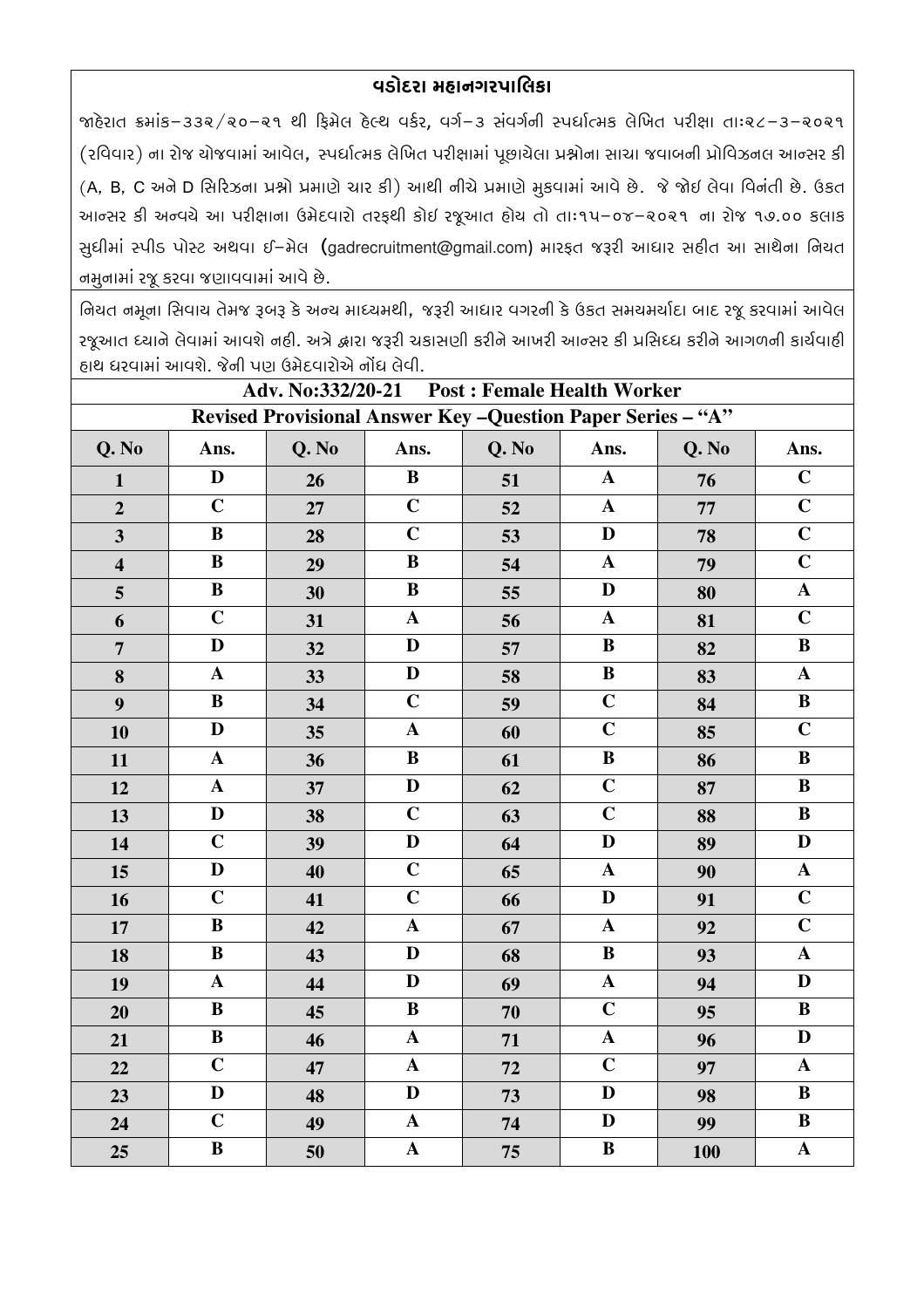## વડોદરા મહાનગરપાલિકા

જાહેરાત ક્રમાંક–૩૩૨/૨૦–૨૧ થી ફિમેલ હેલ્થ વર્કર, વર્ગ–૩ સંવર્ગની સ્પર્ધાત્મક લેખિત પરીક્ષા તાઃ૨૮–૩–૨૦૨૧ (રવિવાર) ના રોજ યોજવામાં આવેલ, સ્પર્ધાત્મક લેખિત પરીક્ષામાં પૂછાયેલા પ્રશ્નોના સાચા જવાબની પ્રોવિઝનલ આન્સર કી (A, B, C અને D સિરિઝના પ્રશ્નો પ્રમાણે ચાર કી) આથી નીચે પ્રમાણે મુકવામાં આવે છે. જે જોઇ લેવા વિનંતી છે. ઉકત આન્સર કી અન્વયે આ પરીક્ષાના ઉમેદવારો તરફથી કોઇ રજૂઆત હોય તો તાઃ૧૫–૦૪–૨૦૨૧ ના રોજ ૧૭.૦૦ કલાક સુધીમાં સ્પીડ પોસ્ટ અથવા ઈ–મેલ (gadrecruitment@gmail.com) મારફત જરૂરી આધાર સહીત આ સાથેના નિયત નમુનામાં રજૂ કરવા જણાવવામાં આવે છે.

નિયત નમૂના સિવાય તેમજ રૂબરૂ કે અન્ય માધ્યમથી, જરૂરી આધાર વગરની કે ઉકત સમયમર્યાદા બાદ રજૂ કરવામાં આવેલ રજૂઆત ધ્યાને લેવામાં આવશે નહી. અત્રે દ્વારા જરૂરી ચકાસણી કરીને આખરી આન્સર કી પ્રસિધ્ધ કરીને આગળની કાર્યવાહી હાથ ધરવામાં આવશે. જેની પણ ઉમેદવારોએ નોંધ લેવી.

**Adv. No:332/20-21 Post : Female Health Worker**

**Revised Provisional Answer Key –Question Paper Series – "A"**

| Q. No | Ans. | Q. No | Ans. | Q. No | Ans. | Q. No | Ans. |
|---|---|---|---|---|---|---|---|
| 1 | D | 26 | B | 51 | A | 76 | C |
| 2 | C | 27 | C | 52 | A | 77 | C |
| 3 | B | 28 | C | 53 | D | 78 | C |
| 4 | B | 29 | B | 54 | A | 79 | C |
| 5 | B | 30 | B | 55 | D | 80 | A |
| 6 | C | 31 | A | 56 | A | 81 | C |
| 7 | D | 32 | D | 57 | B | 82 | B |
| 8 | A | 33 | D | 58 | B | 83 | A |
| 9 | B | 34 | C | 59 | C | 84 | B |
| 10 | D | 35 | A | 60 | C | 85 | C |
| 11 | A | 36 | B | 61 | B | 86 | B |
| 12 | A | 37 | D | 62 | C | 87 | B |
| 13 | D | 38 | C | 63 | C | 88 | B |
| 14 | C | 39 | D | 64 | D | 89 | D |
| 15 | D | 40 | C | 65 | A | 90 | A |
| 16 | C | 41 | C | 66 | D | 91 | C |
| 17 | B | 42 | A | 67 | A | 92 | C |
| 18 | B | 43 | D | 68 | B | 93 | A |
| 19 | A | 44 | D | 69 | A | 94 | D |
| 20 | B | 45 | B | 70 | C | 95 | B |
| 21 | B | 46 | A | 71 | A | 96 | D |
| 22 | C | 47 | A | 72 | C | 97 | A |
| 23 | D | 48 | D | 73 | D | 98 | B |
| 24 | C | 49 | A | 74 | D | 99 | B |
| 25 | B | 50 | A | 75 | B | 100 | A |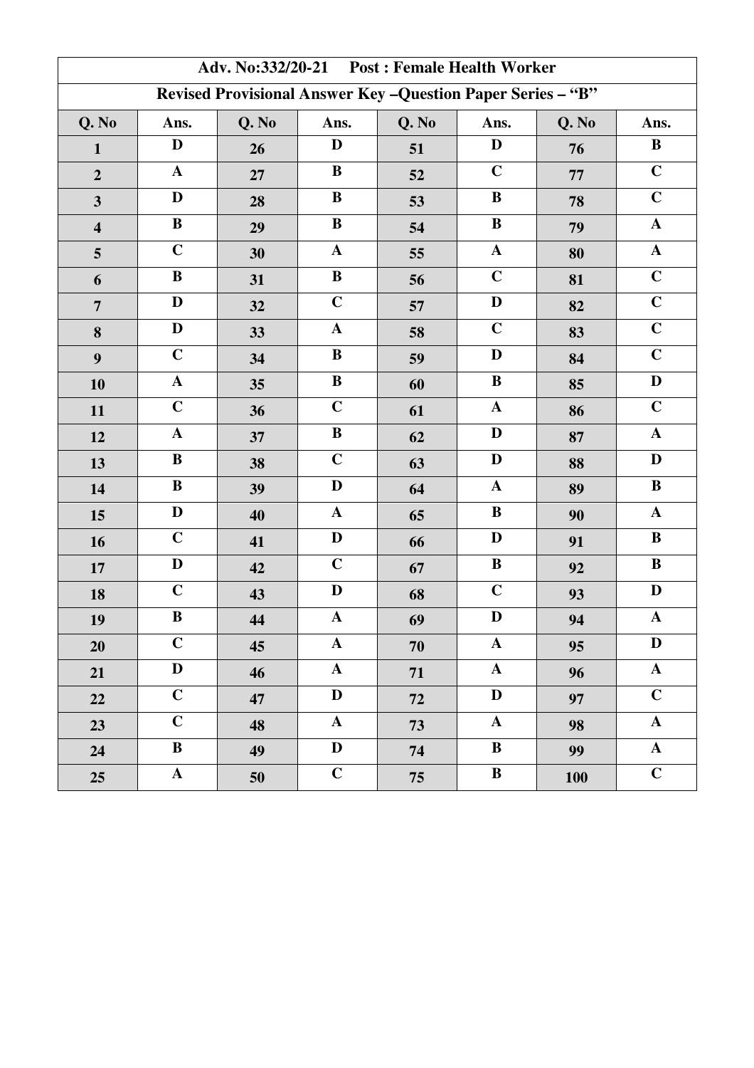| Adv. No:332/20-21 Post : Female Health Worker | | | | | | | |
|---|---|---|---|---|---|---|---|
| **Revised Provisional Answer Key –Question Paper Series – "B"** | | | | | | | |
| **Q. No** | **Ans.** | **Q. No** | **Ans.** | **Q. No** | **Ans.** | **Q. No** | **Ans.** |
| 1 | D | 26 | D | 51 | D | 76 | B |
| 2 | A | 27 | B | 52 | C | 77 | C |
| 3 | D | 28 | B | 53 | B | 78 | C |
| 4 | B | 29 | B | 54 | B | 79 | A |
| 5 | C | 30 | A | 55 | A | 80 | A |
| 6 | B | 31 | B | 56 | C | 81 | C |
| 7 | D | 32 | C | 57 | D | 82 | C |
| 8 | D | 33 | A | 58 | C | 83 | C |
| 9 | C | 34 | B | 59 | D | 84 | C |
| 10 | A | 35 | B | 60 | B | 85 | D |
| 11 | C | 36 | C | 61 | A | 86 | C |
| 12 | A | 37 | B | 62 | D | 87 | A |
| 13 | B | 38 | C | 63 | D | 88 | D |
| 14 | B | 39 | D | 64 | A | 89 | B |
| 15 | D | 40 | A | 65 | B | 90 | A |
| 16 | C | 41 | D | 66 | D | 91 | B |
| 17 | D | 42 | C | 67 | B | 92 | B |
| 18 | C | 43 | D | 68 | C | 93 | D |
| 19 | B | 44 | A | 69 | D | 94 | A |
| 20 | C | 45 | A | 70 | A | 95 | D |
| 21 | D | 46 | A | 71 | A | 96 | A |
| 22 | C | 47 | D | 72 | D | 97 | C |
| 23 | C | 48 | A | 73 | A | 98 | A |
| 24 | B | 49 | D | 74 | B | 99 | A |
| 25 | A | 50 | C | 75 | B | 100 | C |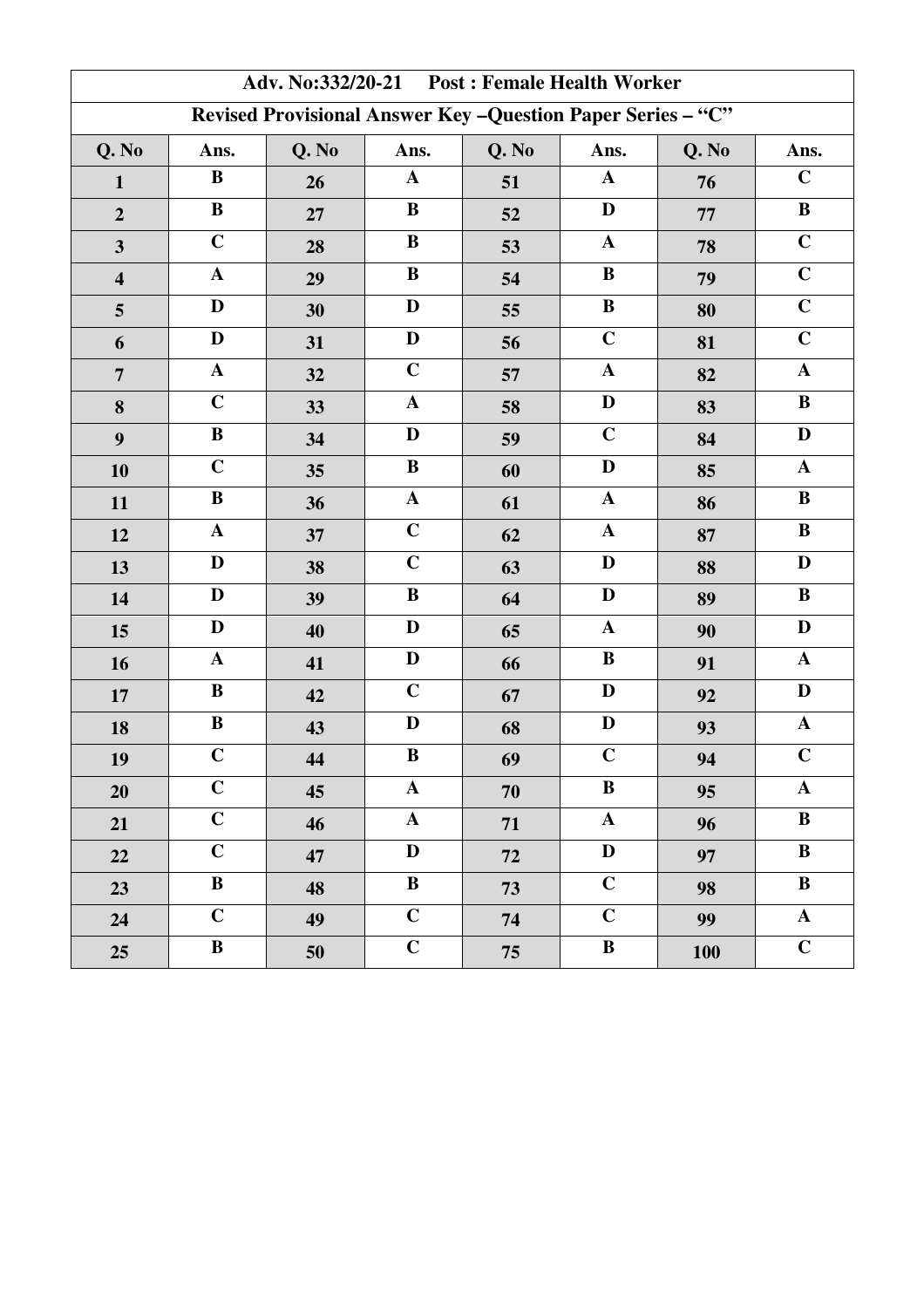| Adv. No:332/20-21 Post : Female Health Worker | | | | | | | |
|---|---|---|---|---|---|---|---|
| **Revised Provisional Answer Key –Question Paper Series – "C"** | | | | | | | |
| **Q. No** | **Ans.** | **Q. No** | **Ans.** | **Q. No** | **Ans.** | **Q. No** | **Ans.** |
| 1 | B | 26 | A | 51 | A | 76 | C |
| 2 | B | 27 | B | 52 | D | 77 | B |
| 3 | C | 28 | B | 53 | A | 78 | C |
| 4 | A | 29 | B | 54 | B | 79 | C |
| 5 | D | 30 | D | 55 | B | 80 | C |
| 6 | D | 31 | D | 56 | C | 81 | C |
| 7 | A | 32 | C | 57 | A | 82 | A |
| 8 | C | 33 | A | 58 | D | 83 | B |
| 9 | B | 34 | D | 59 | C | 84 | D |
| 10 | C | 35 | B | 60 | D | 85 | A |
| 11 | B | 36 | A | 61 | A | 86 | B |
| 12 | A | 37 | C | 62 | A | 87 | B |
| 13 | D | 38 | C | 63 | D | 88 | D |
| 14 | D | 39 | B | 64 | D | 89 | B |
| 15 | D | 40 | D | 65 | A | 90 | D |
| 16 | A | 41 | D | 66 | B | 91 | A |
| 17 | B | 42 | C | 67 | D | 92 | D |
| 18 | B | 43 | D | 68 | D | 93 | A |
| 19 | C | 44 | B | 69 | C | 94 | C |
| 20 | C | 45 | A | 70 | B | 95 | A |
| 21 | C | 46 | A | 71 | A | 96 | B |
| 22 | C | 47 | D | 72 | D | 97 | B |
| 23 | B | 48 | B | 73 | C | 98 | B |
| 24 | C | 49 | C | 74 | C | 99 | A |
| 25 | B | 50 | C | 75 | B | 100 | C |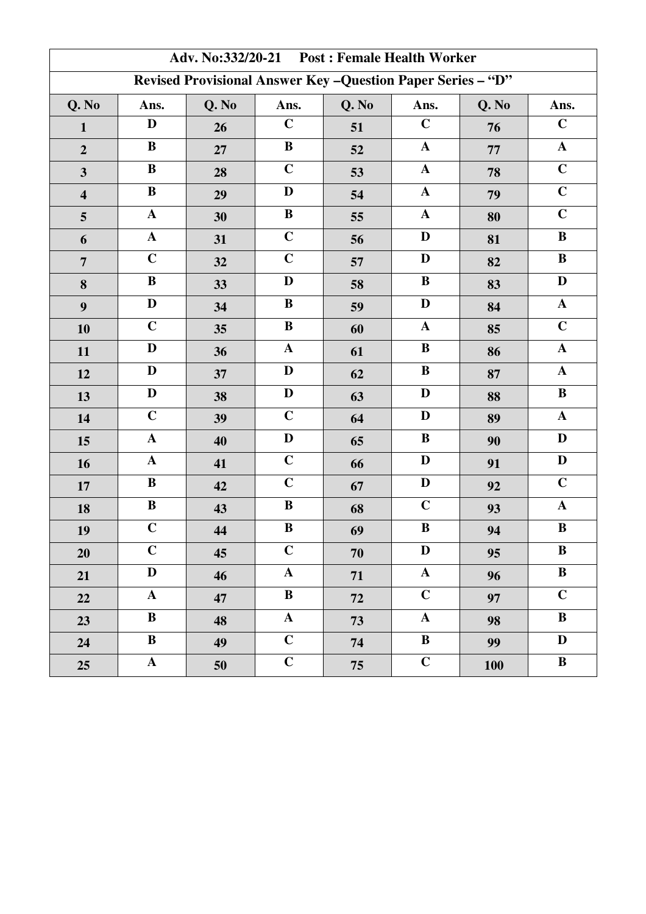| Adv. No:332/20-21 Post : Female Health Worker | | | | | | | |
|---|---|---|---|---|---|---|---|
| **Revised Provisional Answer Key –Question Paper Series – "D"** | | | | | | | |
| **Q. No** | **Ans.** | **Q. No** | **Ans.** | **Q. No** | **Ans.** | **Q. No** | **Ans.** |
| **1** | **D** | **26** | **C** | **51** | **C** | **76** | **C** |
| **2** | **B** | **27** | **B** | **52** | **A** | **77** | **A** |
| **3** | **B** | **28** | **C** | **53** | **A** | **78** | **C** |
| **4** | **B** | **29** | **D** | **54** | **A** | **79** | **C** |
| **5** | **A** | **30** | **B** | **55** | **A** | **80** | **C** |
| **6** | **A** | **31** | **C** | **56** | **D** | **81** | **B** |
| **7** | **C** | **32** | **C** | **57** | **D** | **82** | **B** |
| **8** | **B** | **33** | **D** | **58** | **B** | **83** | **D** |
| **9** | **D** | **34** | **B** | **59** | **D** | **84** | **A** |
| **10** | **C** | **35** | **B** | **60** | **A** | **85** | **C** |
| **11** | **D** | **36** | **A** | **61** | **B** | **86** | **A** |
| **12** | **D** | **37** | **D** | **62** | **B** | **87** | **A** |
| **13** | **D** | **38** | **D** | **63** | **D** | **88** | **B** |
| **14** | **C** | **39** | **C** | **64** | **D** | **89** | **A** |
| **15** | **A** | **40** | **D** | **65** | **B** | **90** | **D** |
| **16** | **A** | **41** | **C** | **66** | **D** | **91** | **D** |
| **17** | **B** | **42** | **C** | **67** | **D** | **92** | **C** |
| **18** | **B** | **43** | **B** | **68** | **C** | **93** | **A** |
| **19** | **C** | **44** | **B** | **69** | **B** | **94** | **B** |
| **20** | **C** | **45** | **C** | **70** | **D** | **95** | **B** |
| **21** | **D** | **46** | **A** | **71** | **A** | **96** | **B** |
| **22** | **A** | **47** | **B** | **72** | **C** | **97** | **C** |
| **23** | **B** | **48** | **A** | **73** | **A** | **98** | **B** |
| **24** | **B** | **49** | **C** | **74** | **B** | **99** | **D** |
| **25** | **A** | **50** | **C** | **75** | **C** | **100** | **B** |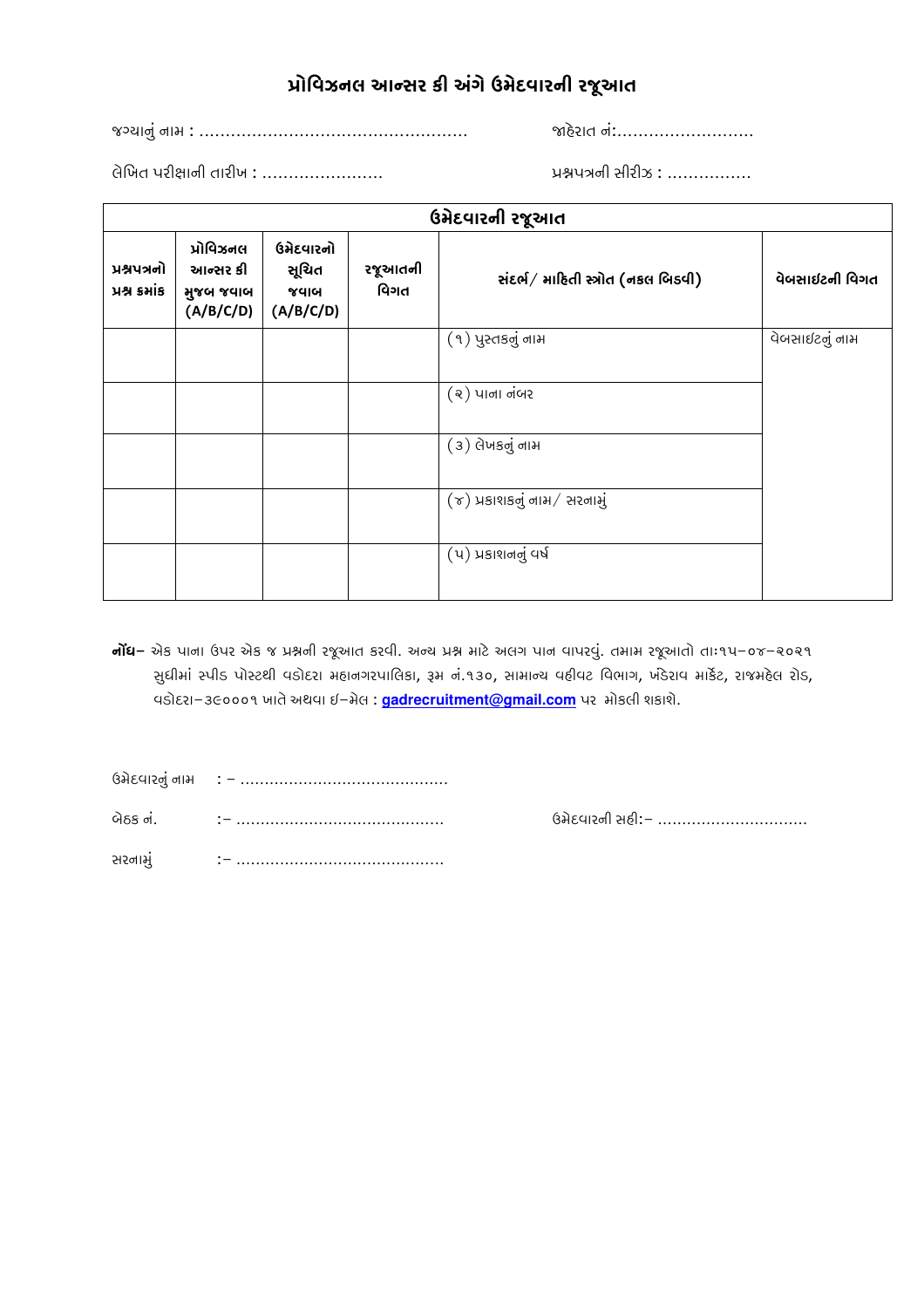# પ્રોવિઝનલ આન્સર કી અંગે ઉમેદવારની રજૂઆત

જગ્યાનું નામ : ..................................................   જાહેરાત નં:..........................

લેખિત પરીક્ષાની તારીખ : .......................   પ્રશ્નપત્રની સીરીઝ : ................

| ઉમેદવારની રજૂઆત | | | | | |
|---|---|---|---|---|---|
| પ્રશ્નપત્રનો પ્રશ્ન ક્રમાંક | પ્રોવિઝનલ આન્સર કી મુજબ જવાબ (A/B/C/D) | ઉમેદવારનો સૂચિત જવાબ (A/B/C/D) | રજૂઆતની વિગત | સંદર્ભ/ માહિતી સ્ત્રોત (નકલ બિડવી) | વેબસાઇટની વિગત |
| | | | | (૧) પુસ્તકનું નામ | વેબસાઇટનું નામ |
| | | | | (૨) પાના નંબર | |
| | | | | (૩) લેખકનું નામ | |
| | | | | (૪) પ્રકાશકનું નામ/ સરનામું | |
| | | | | (૫) પ્રકાશનનું વર્ષ | |

**નોંધ–** એક પાના ઉપર એક જ પ્રશ્નની રજૂઆત કરવી. અન્ય પ્રશ્ન માટે અલગ પાન વાપરવું. તમામ રજૂઆતો તાઃ૧૫–૦૪–૨૦૨૧ સુધીમાં સ્પીડ પોસ્ટથી વડોદરા મહાનગરપાલિકા, રૂમ નં.૧૩૦, સામાન્ય વહીવટ વિભાગ, ખંડેરાવ માર્કેટ, રાજમહેલ રોડ, વડોદરા–૩૯૦૦૦૧ ખાતે અથવા ઈ–મેલ : **gadrecruitment@gmail.com** પર મોકલી શકાશે.

ઉમેદવારનું નામ : – ..........................................

બેઠક નં. :– ..........................................   ઉમેદવારની સહી:– ..............................

સરનામું :– ..........................................